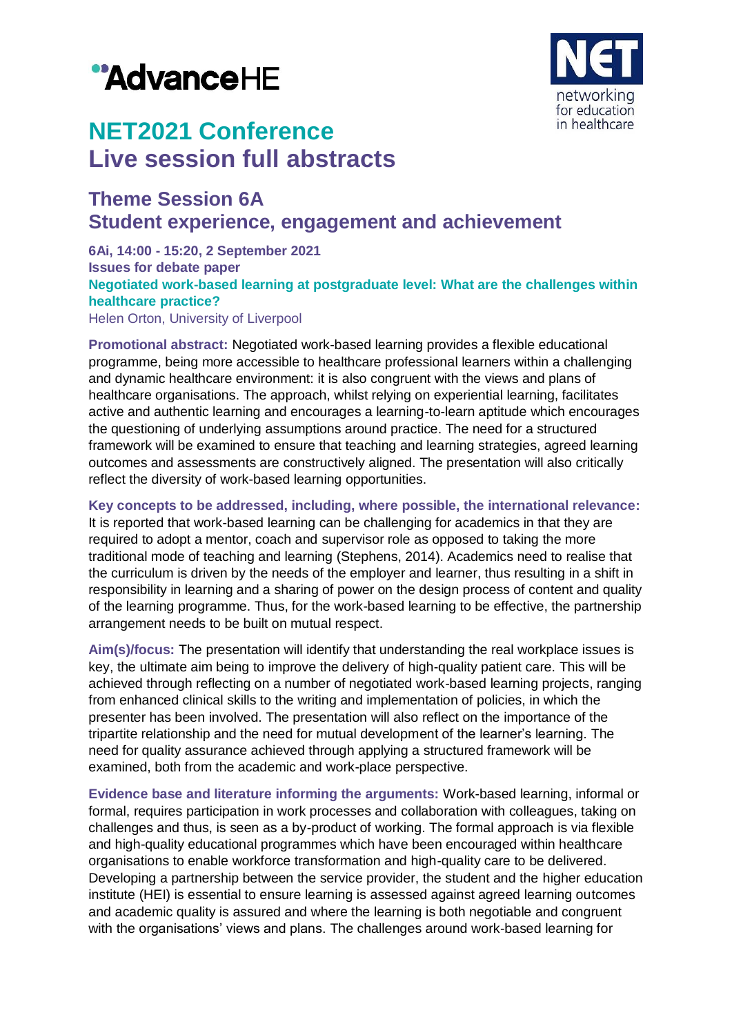# NET2021 Conference
# Live session full abstracts

## Theme Session 6A
## Student experience, engagement and achievement

**6Ai, 14:00 - 15:20, 2 September 2021**
**Issues for debate paper**
**Negotiated work-based learning at postgraduate level: What are the challenges within healthcare practice?**
Helen Orton, University of Liverpool

**Promotional abstract:** Negotiated work-based learning provides a flexible educational programme, being more accessible to healthcare professional learners within a challenging and dynamic healthcare environment: it is also congruent with the views and plans of healthcare organisations. The approach, whilst relying on experiential learning, facilitates active and authentic learning and encourages a learning-to-learn aptitude which encourages the questioning of underlying assumptions around practice. The need for a structured framework will be examined to ensure that teaching and learning strategies, agreed learning outcomes and assessments are constructively aligned. The presentation will also critically reflect the diversity of work-based learning opportunities.

**Key concepts to be addressed, including, where possible, the international relevance:** It is reported that work-based learning can be challenging for academics in that they are required to adopt a mentor, coach and supervisor role as opposed to taking the more traditional mode of teaching and learning (Stephens, 2014). Academics need to realise that the curriculum is driven by the needs of the employer and learner, thus resulting in a shift in responsibility in learning and a sharing of power on the design process of content and quality of the learning programme. Thus, for the work-based learning to be effective, the partnership arrangement needs to be built on mutual respect.

**Aim(s)/focus:** The presentation will identify that understanding the real workplace issues is key, the ultimate aim being to improve the delivery of high-quality patient care. This will be achieved through reflecting on a number of negotiated work-based learning projects, ranging from enhanced clinical skills to the writing and implementation of policies, in which the presenter has been involved. The presentation will also reflect on the importance of the tripartite relationship and the need for mutual development of the learner's learning. The need for quality assurance achieved through applying a structured framework will be examined, both from the academic and work-place perspective.

**Evidence base and literature informing the arguments:** Work-based learning, informal or formal, requires participation in work processes and collaboration with colleagues, taking on challenges and thus, is seen as a by-product of working. The formal approach is via flexible and high-quality educational programmes which have been encouraged within healthcare organisations to enable workforce transformation and high-quality care to be delivered. Developing a partnership between the service provider, the student and the higher education institute (HEI) is essential to ensure learning is assessed against agreed learning outcomes and academic quality is assured and where the learning is both negotiable and congruent with the organisations' views and plans. The challenges around work-based learning for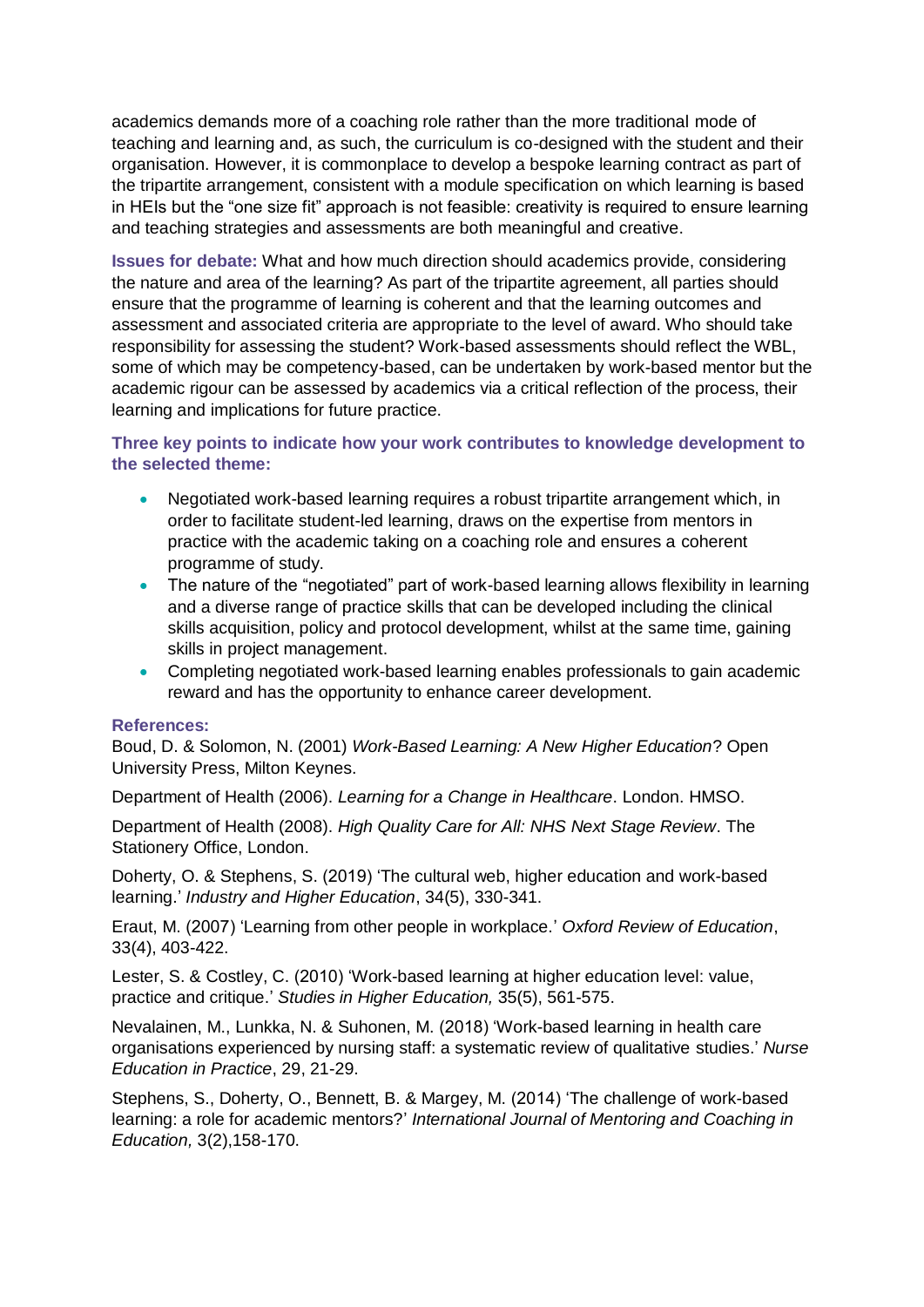academics demands more of a coaching role rather than the more traditional mode of teaching and learning and, as such, the curriculum is co-designed with the student and their organisation. However, it is commonplace to develop a bespoke learning contract as part of the tripartite arrangement, consistent with a module specification on which learning is based in HEIs but the "one size fit" approach is not feasible: creativity is required to ensure learning and teaching strategies and assessments are both meaningful and creative.

**Issues for debate:** What and how much direction should academics provide, considering the nature and area of the learning? As part of the tripartite agreement, all parties should ensure that the programme of learning is coherent and that the learning outcomes and assessment and associated criteria are appropriate to the level of award. Who should take responsibility for assessing the student? Work-based assessments should reflect the WBL, some of which may be competency-based, can be undertaken by work-based mentor but the academic rigour can be assessed by academics via a critical reflection of the process, their learning and implications for future practice.

**Three key points to indicate how your work contributes to knowledge development to the selected theme:**

- Negotiated work-based learning requires a robust tripartite arrangement which, in order to facilitate student-led learning, draws on the expertise from mentors in practice with the academic taking on a coaching role and ensures a coherent programme of study.
- The nature of the "negotiated" part of work-based learning allows flexibility in learning and a diverse range of practice skills that can be developed including the clinical skills acquisition, policy and protocol development, whilst at the same time, gaining skills in project management.
- Completing negotiated work-based learning enables professionals to gain academic reward and has the opportunity to enhance career development.

**References:**

Boud, D. & Solomon, N. (2001) *Work-Based Learning: A New Higher Education*? Open University Press, Milton Keynes.

Department of Health (2006). *Learning for a Change in Healthcare*. London. HMSO.

Department of Health (2008). *High Quality Care for All: NHS Next Stage Review*. The Stationery Office, London.

Doherty, O. & Stephens, S. (2019) 'The cultural web, higher education and work-based learning.' *Industry and Higher Education*, 34(5), 330-341.

Eraut, M. (2007) 'Learning from other people in workplace.' *Oxford Review of Education*, 33(4), 403-422.

Lester, S. & Costley, C. (2010) 'Work-based learning at higher education level: value, practice and critique.' *Studies in Higher Education,* 35(5), 561-575.

Nevalainen, M., Lunkka, N. & Suhonen, M. (2018) 'Work-based learning in health care organisations experienced by nursing staff: a systematic review of qualitative studies.' *Nurse Education in Practice*, 29, 21-29.

Stephens, S., Doherty, O., Bennett, B. & Margey, M. (2014) 'The challenge of work-based learning: a role for academic mentors?' *International Journal of Mentoring and Coaching in Education,* 3(2),158-170.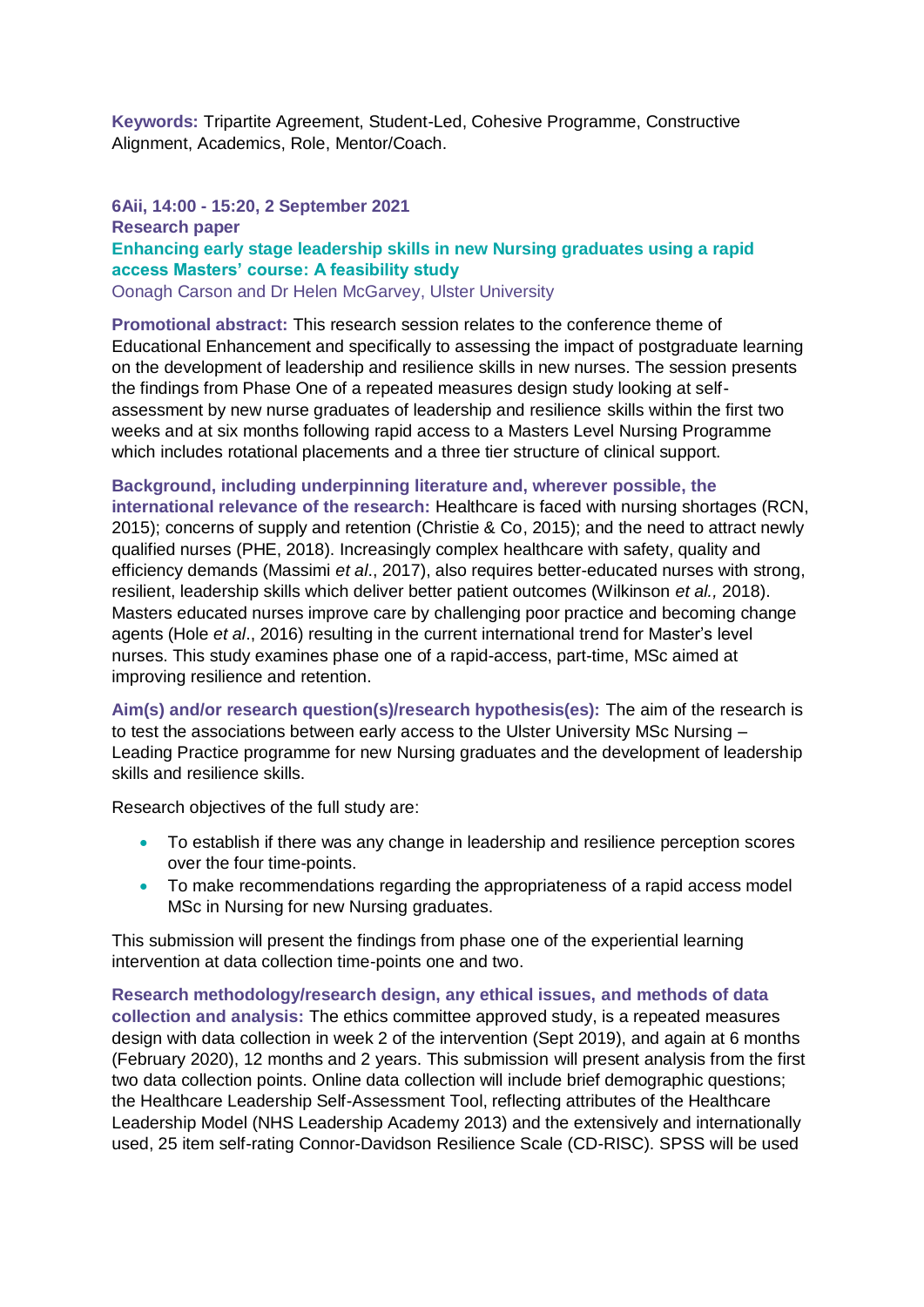**Keywords:** Tripartite Agreement, Student-Led, Cohesive Programme, Constructive Alignment, Academics, Role, Mentor/Coach.

**6Aii, 14:00 - 15:20, 2 September 2021**
**Research paper**

## Enhancing early stage leadership skills in new Nursing graduates using a rapid access Masters' course: A feasibility study

Oonagh Carson and Dr Helen McGarvey, Ulster University

**Promotional abstract:** This research session relates to the conference theme of Educational Enhancement and specifically to assessing the impact of postgraduate learning on the development of leadership and resilience skills in new nurses. The session presents the findings from Phase One of a repeated measures design study looking at self-assessment by new nurse graduates of leadership and resilience skills within the first two weeks and at six months following rapid access to a Masters Level Nursing Programme which includes rotational placements and a three tier structure of clinical support.

**Background, including underpinning literature and, wherever possible, the international relevance of the research:** Healthcare is faced with nursing shortages (RCN, 2015); concerns of supply and retention (Christie & Co, 2015); and the need to attract newly qualified nurses (PHE, 2018). Increasingly complex healthcare with safety, quality and efficiency demands (Massimi *et al*., 2017), also requires better-educated nurses with strong, resilient, leadership skills which deliver better patient outcomes (Wilkinson *et al.,* 2018). Masters educated nurses improve care by challenging poor practice and becoming change agents (Hole *et al*., 2016) resulting in the current international trend for Master's level nurses. This study examines phase one of a rapid-access, part-time, MSc aimed at improving resilience and retention.

**Aim(s) and/or research question(s)/research hypothesis(es):** The aim of the research is to test the associations between early access to the Ulster University MSc Nursing – Leading Practice programme for new Nursing graduates and the development of leadership skills and resilience skills.

Research objectives of the full study are:

- To establish if there was any change in leadership and resilience perception scores over the four time-points.
- To make recommendations regarding the appropriateness of a rapid access model MSc in Nursing for new Nursing graduates.

This submission will present the findings from phase one of the experiential learning intervention at data collection time-points one and two.

**Research methodology/research design, any ethical issues, and methods of data collection and analysis:** The ethics committee approved study, is a repeated measures design with data collection in week 2 of the intervention (Sept 2019), and again at 6 months (February 2020), 12 months and 2 years. This submission will present analysis from the first two data collection points. Online data collection will include brief demographic questions; the Healthcare Leadership Self-Assessment Tool, reflecting attributes of the Healthcare Leadership Model (NHS Leadership Academy 2013) and the extensively and internationally used, 25 item self-rating Connor-Davidson Resilience Scale (CD-RISC). SPSS will be used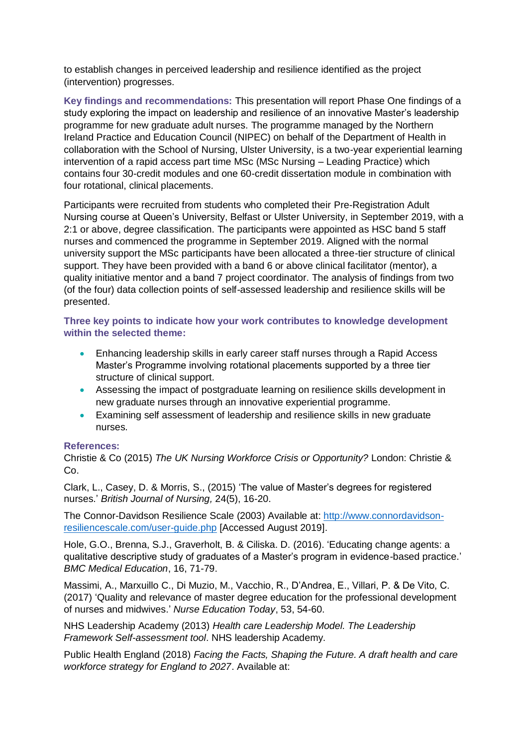to establish changes in perceived leadership and resilience identified as the project (intervention) progresses.

**Key findings and recommendations:** This presentation will report Phase One findings of a study exploring the impact on leadership and resilience of an innovative Master's leadership programme for new graduate adult nurses. The programme managed by the Northern Ireland Practice and Education Council (NIPEC) on behalf of the Department of Health in collaboration with the School of Nursing, Ulster University, is a two-year experiential learning intervention of a rapid access part time MSc (MSc Nursing – Leading Practice) which contains four 30-credit modules and one 60-credit dissertation module in combination with four rotational, clinical placements.

Participants were recruited from students who completed their Pre-Registration Adult Nursing course at Queen's University, Belfast or Ulster University, in September 2019, with a 2:1 or above, degree classification. The participants were appointed as HSC band 5 staff nurses and commenced the programme in September 2019. Aligned with the normal university support the MSc participants have been allocated a three-tier structure of clinical support. They have been provided with a band 6 or above clinical facilitator (mentor), a quality initiative mentor and a band 7 project coordinator. The analysis of findings from two (of the four) data collection points of self-assessed leadership and resilience skills will be presented.

**Three key points to indicate how your work contributes to knowledge development within the selected theme:**

- Enhancing leadership skills in early career staff nurses through a Rapid Access Master's Programme involving rotational placements supported by a three tier structure of clinical support.
- Assessing the impact of postgraduate learning on resilience skills development in new graduate nurses through an innovative experiential programme.
- Examining self assessment of leadership and resilience skills in new graduate nurses.

**References:**

Christie & Co (2015) *The UK Nursing Workforce Crisis or Opportunity?* London: Christie & Co.

Clark, L., Casey, D. & Morris, S., (2015) 'The value of Master's degrees for registered nurses.' *British Journal of Nursing,* 24(5), 16-20.

The Connor-Davidson Resilience Scale (2003) Available at: http://www.connordavidson-resiliencescale.com/user-guide.php [Accessed August 2019].

Hole, G.O., Brenna, S.J., Graverholt, B. & Ciliska. D. (2016). 'Educating change agents: a qualitative descriptive study of graduates of a Master's program in evidence-based practice.' *BMC Medical Education*, 16, 71-79.

Massimi, A., Marxuillo C., Di Muzio, M., Vacchio, R., D'Andrea, E., Villari, P. & De Vito, C. (2017) 'Quality and relevance of master degree education for the professional development of nurses and midwives.' *Nurse Education Today*, 53, 54-60.

NHS Leadership Academy (2013) *Health care Leadership Model. The Leadership Framework Self-assessment tool*. NHS leadership Academy.

Public Health England (2018) *Facing the Facts, Shaping the Future. A draft health and care workforce strategy for England to 2027*. Available at: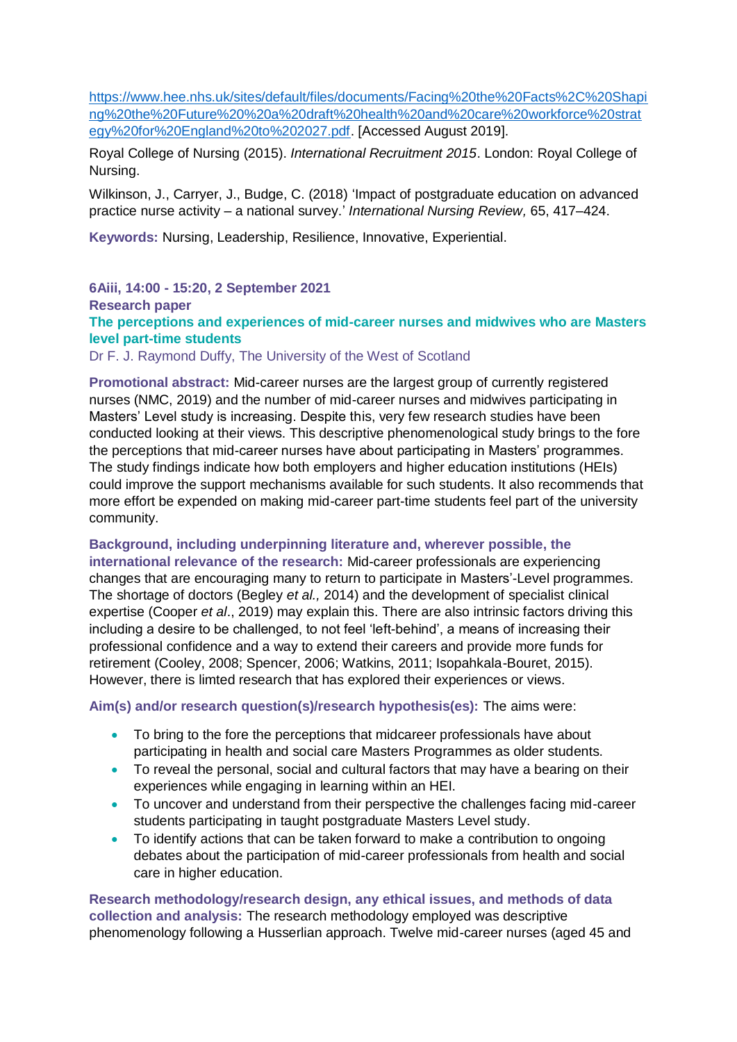https://www.hee.nhs.uk/sites/default/files/documents/Facing%20the%20Facts%2C%20Shaping%20the%20Future%20%20a%20draft%20health%20and%20care%20workforce%20strategy%20for%20England%20to%202027.pdf. [Accessed August 2019].

Royal College of Nursing (2015). *International Recruitment 2015*. London: Royal College of Nursing.

Wilkinson, J., Carryer, J., Budge, C. (2018) 'Impact of postgraduate education on advanced practice nurse activity – a national survey.' *International Nursing Review,* 65, 417–424.

**Keywords:** Nursing, Leadership, Resilience, Innovative, Experiential.

**6Aiii, 14:00 - 15:20, 2 September 2021**

**Research paper**

### The perceptions and experiences of mid-career nurses and midwives who are Masters level part-time students

Dr F. J. Raymond Duffy, The University of the West of Scotland

**Promotional abstract:** Mid-career nurses are the largest group of currently registered nurses (NMC, 2019) and the number of mid-career nurses and midwives participating in Masters' Level study is increasing. Despite this, very few research studies have been conducted looking at their views. This descriptive phenomenological study brings to the fore the perceptions that mid-career nurses have about participating in Masters' programmes. The study findings indicate how both employers and higher education institutions (HEIs) could improve the support mechanisms available for such students. It also recommends that more effort be expended on making mid-career part-time students feel part of the university community.

**Background, including underpinning literature and, wherever possible, the international relevance of the research:** Mid-career professionals are experiencing changes that are encouraging many to return to participate in Masters'-Level programmes. The shortage of doctors (Begley *et al.,* 2014) and the development of specialist clinical expertise (Cooper *et al*., 2019) may explain this. There are also intrinsic factors driving this including a desire to be challenged, to not feel 'left-behind', a means of increasing their professional confidence and a way to extend their careers and provide more funds for retirement (Cooley, 2008; Spencer, 2006; Watkins, 2011; Isopahkala-Bouret, 2015). However, there is limted research that has explored their experiences or views.

**Aim(s) and/or research question(s)/research hypothesis(es):** The aims were:

- To bring to the fore the perceptions that midcareer professionals have about participating in health and social care Masters Programmes as older students.
- To reveal the personal, social and cultural factors that may have a bearing on their experiences while engaging in learning within an HEI.
- To uncover and understand from their perspective the challenges facing mid-career students participating in taught postgraduate Masters Level study.
- To identify actions that can be taken forward to make a contribution to ongoing debates about the participation of mid-career professionals from health and social care in higher education.

**Research methodology/research design, any ethical issues, and methods of data collection and analysis:** The research methodology employed was descriptive phenomenology following a Husserlian approach. Twelve mid-career nurses (aged 45 and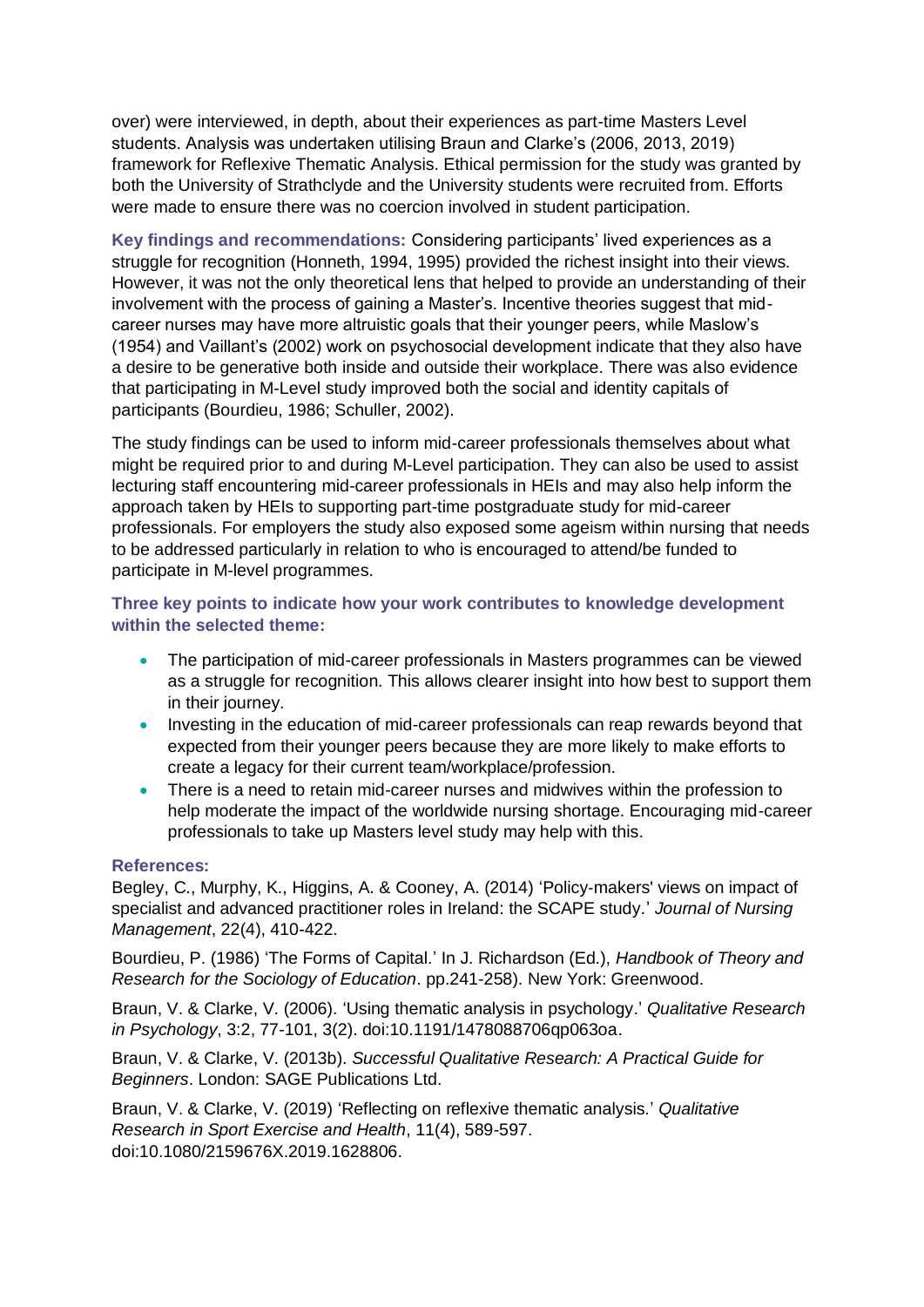over) were interviewed, in depth, about their experiences as part-time Masters Level students. Analysis was undertaken utilising Braun and Clarke's (2006, 2013, 2019) framework for Reflexive Thematic Analysis. Ethical permission for the study was granted by both the University of Strathclyde and the University students were recruited from. Efforts were made to ensure there was no coercion involved in student participation.

**Key findings and recommendations:** Considering participants' lived experiences as a struggle for recognition (Honneth, 1994, 1995) provided the richest insight into their views. However, it was not the only theoretical lens that helped to provide an understanding of their involvement with the process of gaining a Master's. Incentive theories suggest that mid-career nurses may have more altruistic goals that their younger peers, while Maslow's (1954) and Vaillant's (2002) work on psychosocial development indicate that they also have a desire to be generative both inside and outside their workplace. There was also evidence that participating in M-Level study improved both the social and identity capitals of participants (Bourdieu, 1986; Schuller, 2002).

The study findings can be used to inform mid-career professionals themselves about what might be required prior to and during M-Level participation. They can also be used to assist lecturing staff encountering mid-career professionals in HEIs and may also help inform the approach taken by HEIs to supporting part-time postgraduate study for mid-career professionals. For employers the study also exposed some ageism within nursing that needs to be addressed particularly in relation to who is encouraged to attend/be funded to participate in M-level programmes.

**Three key points to indicate how your work contributes to knowledge development within the selected theme:**

- The participation of mid-career professionals in Masters programmes can be viewed as a struggle for recognition. This allows clearer insight into how best to support them in their journey.
- Investing in the education of mid-career professionals can reap rewards beyond that expected from their younger peers because they are more likely to make efforts to create a legacy for their current team/workplace/profession.
- There is a need to retain mid-career nurses and midwives within the profession to help moderate the impact of the worldwide nursing shortage. Encouraging mid-career professionals to take up Masters level study may help with this.

**References:**

Begley, C., Murphy, K., Higgins, A. & Cooney, A. (2014) 'Policy-makers' views on impact of specialist and advanced practitioner roles in Ireland: the SCAPE study.' *Journal of Nursing Management*, 22(4), 410-422.

Bourdieu, P. (1986) 'The Forms of Capital.' In J. Richardson (Ed.), *Handbook of Theory and Research for the Sociology of Education*. pp.241-258). New York: Greenwood.

Braun, V. & Clarke, V. (2006). 'Using thematic analysis in psychology.' *Qualitative Research in Psychology*, 3:2, 77-101, 3(2). doi:10.1191/1478088706qp063oa.

Braun, V. & Clarke, V. (2013b). *Successful Qualitative Research: A Practical Guide for Beginners*. London: SAGE Publications Ltd.

Braun, V. & Clarke, V. (2019) 'Reflecting on reflexive thematic analysis.' *Qualitative Research in Sport Exercise and Health*, 11(4), 589-597. doi:10.1080/2159676X.2019.1628806.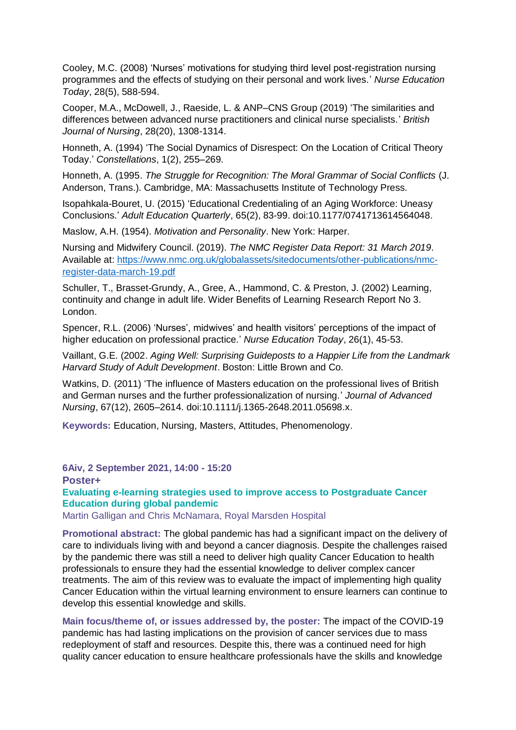Cooley, M.C. (2008) 'Nurses' motivations for studying third level post-registration nursing programmes and the effects of studying on their personal and work lives.' *Nurse Education Today*, 28(5), 588-594.

Cooper, M.A., McDowell, J., Raeside, L. & ANP–CNS Group (2019) 'The similarities and differences between advanced nurse practitioners and clinical nurse specialists.' *British Journal of Nursing*, 28(20), 1308-1314.

Honneth, A. (1994) 'The Social Dynamics of Disrespect: On the Location of Critical Theory Today.' *Constellations*, 1(2), 255–269.

Honneth, A. (1995. *The Struggle for Recognition: The Moral Grammar of Social Conflicts* (J. Anderson, Trans.). Cambridge, MA: Massachusetts Institute of Technology Press.

Isopahkala-Bouret, U. (2015) 'Educational Credentialing of an Aging Workforce: Uneasy Conclusions.' *Adult Education Quarterly*, 65(2), 83-99. doi:10.1177/0741713614564048.

Maslow, A.H. (1954). *Motivation and Personality*. New York: Harper.

Nursing and Midwifery Council. (2019). *The NMC Register Data Report: 31 March 2019*. Available at: https://www.nmc.org.uk/globalassets/sitedocuments/other-publications/nmc-register-data-march-19.pdf

Schuller, T., Brasset-Grundy, A., Gree, A., Hammond, C. & Preston, J. (2002) Learning, continuity and change in adult life. Wider Benefits of Learning Research Report No 3. London.

Spencer, R.L. (2006) 'Nurses', midwives' and health visitors' perceptions of the impact of higher education on professional practice.' *Nurse Education Today*, 26(1), 45-53.

Vaillant, G.E. (2002. *Aging Well: Surprising Guideposts to a Happier Life from the Landmark Harvard Study of Adult Development*. Boston: Little Brown and Co.

Watkins, D. (2011) 'The influence of Masters education on the professional lives of British and German nurses and the further professionalization of nursing.' *Journal of Advanced Nursing*, 67(12), 2605–2614. doi:10.1111/j.1365-2648.2011.05698.x.

**Keywords:** Education, Nursing, Masters, Attitudes, Phenomenology.

**6Aiv, 2 September 2021, 14:00 - 15:20**

**Poster+**

## Evaluating e-learning strategies used to improve access to Postgraduate Cancer Education during global pandemic

Martin Galligan and Chris McNamara, Royal Marsden Hospital

**Promotional abstract:** The global pandemic has had a significant impact on the delivery of care to individuals living with and beyond a cancer diagnosis. Despite the challenges raised by the pandemic there was still a need to deliver high quality Cancer Education to health professionals to ensure they had the essential knowledge to deliver complex cancer treatments. The aim of this review was to evaluate the impact of implementing high quality Cancer Education within the virtual learning environment to ensure learners can continue to develop this essential knowledge and skills.

**Main focus/theme of, or issues addressed by, the poster:** The impact of the COVID-19 pandemic has had lasting implications on the provision of cancer services due to mass redeployment of staff and resources. Despite this, there was a continued need for high quality cancer education to ensure healthcare professionals have the skills and knowledge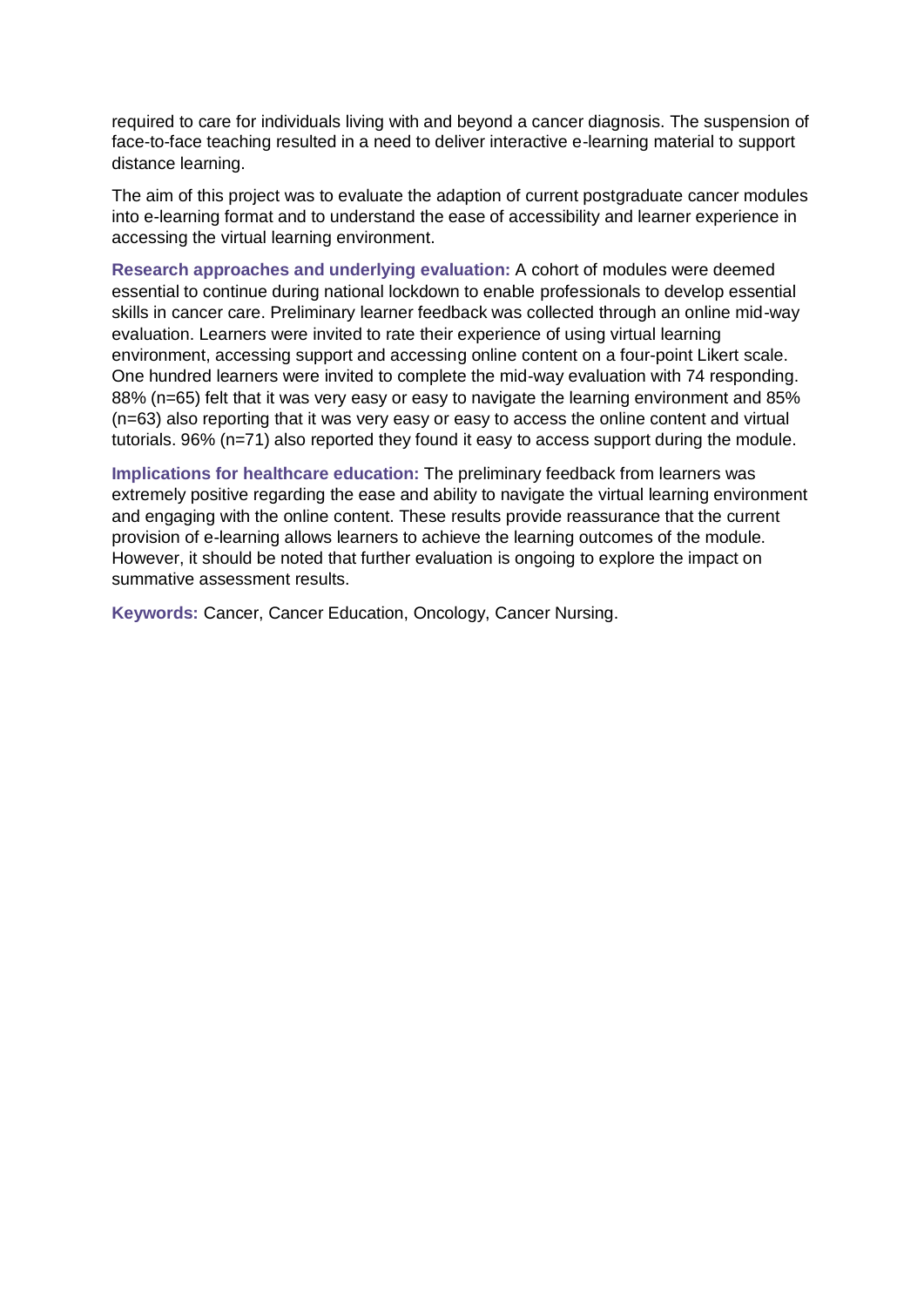required to care for individuals living with and beyond a cancer diagnosis. The suspension of face-to-face teaching resulted in a need to deliver interactive e-learning material to support distance learning.

The aim of this project was to evaluate the adaption of current postgraduate cancer modules into e-learning format and to understand the ease of accessibility and learner experience in accessing the virtual learning environment.

**Research approaches and underlying evaluation:** A cohort of modules were deemed essential to continue during national lockdown to enable professionals to develop essential skills in cancer care. Preliminary learner feedback was collected through an online mid-way evaluation. Learners were invited to rate their experience of using virtual learning environment, accessing support and accessing online content on a four-point Likert scale. One hundred learners were invited to complete the mid-way evaluation with 74 responding. 88% (n=65) felt that it was very easy or easy to navigate the learning environment and 85% (n=63) also reporting that it was very easy or easy to access the online content and virtual tutorials. 96% (n=71) also reported they found it easy to access support during the module.

**Implications for healthcare education:** The preliminary feedback from learners was extremely positive regarding the ease and ability to navigate the virtual learning environment and engaging with the online content. These results provide reassurance that the current provision of e-learning allows learners to achieve the learning outcomes of the module. However, it should be noted that further evaluation is ongoing to explore the impact on summative assessment results.

**Keywords:** Cancer, Cancer Education, Oncology, Cancer Nursing.